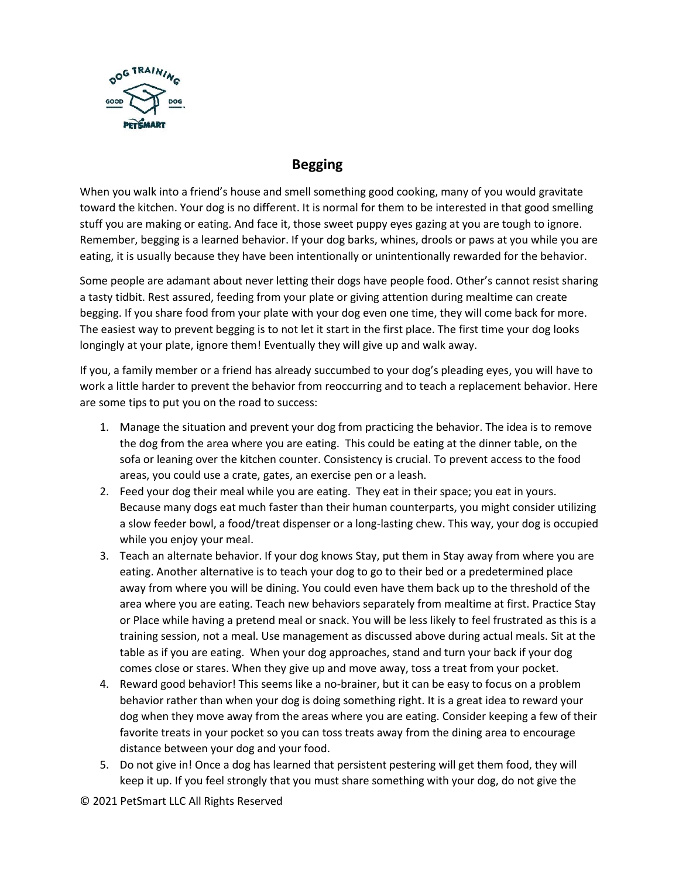# Begging

When you walk into a friend's house and smell something good cooking, many of you would gravitate toward the kitchen. Your dog is no different. It is normal for them to be interested in that good smelling stuff you are making or eating. And face it, those sweet puppy eyes gazing at you are tough to ignore. Remember, begging is a learned behavior. If your dog barks, whines, drools or paws at you while you are eating, it is usually because they have been intentionally or unintentionally rewarded for the behavior.

Some people are adamant about never letting their dogs have people food. Other's cannot resist sharing a tasty tidbit. Rest assured, feeding from your plate or giving attention during mealtime can create begging. If you share food from your plate with your dog even one time, they will come back for more. The easiest way to prevent begging is to not let it start in the first place. The first time your dog looks longingly at your plate, ignore them! Eventually they will give up and walk away.

If you, a family member or a friend has already succumbed to your dog's pleading eyes, you will have to work a little harder to prevent the behavior from reoccurring and to teach a replacement behavior. Here are some tips to put you on the road to success:

1. Manage the situation and prevent your dog from practicing the behavior. The idea is to remove the dog from the area where you are eating. This could be eating at the dinner table, on the sofa or leaning over the kitchen counter. Consistency is crucial. To prevent access to the food areas, you could use a crate, gates, an exercise pen or a leash.
2. Feed your dog their meal while you are eating. They eat in their space; you eat in yours. Because many dogs eat much faster than their human counterparts, you might consider utilizing a slow feeder bowl, a food/treat dispenser or a long-lasting chew. This way, your dog is occupied while you enjoy your meal.
3. Teach an alternate behavior. If your dog knows Stay, put them in Stay away from where you are eating. Another alternative is to teach your dog to go to their bed or a predetermined place away from where you will be dining. You could even have them back up to the threshold of the area where you are eating. Teach new behaviors separately from mealtime at first. Practice Stay or Place while having a pretend meal or snack. You will be less likely to feel frustrated as this is a training session, not a meal. Use management as discussed above during actual meals. Sit at the table as if you are eating. When your dog approaches, stand and turn your back if your dog comes close or stares. When they give up and move away, toss a treat from your pocket.
4. Reward good behavior! This seems like a no-brainer, but it can be easy to focus on a problem behavior rather than when your dog is doing something right. It is a great idea to reward your dog when they move away from the areas where you are eating. Consider keeping a few of their favorite treats in your pocket so you can toss treats away from the dining area to encourage distance between your dog and your food.
5. Do not give in! Once a dog has learned that persistent pestering will get them food, they will keep it up. If you feel strongly that you must share something with your dog, do not give the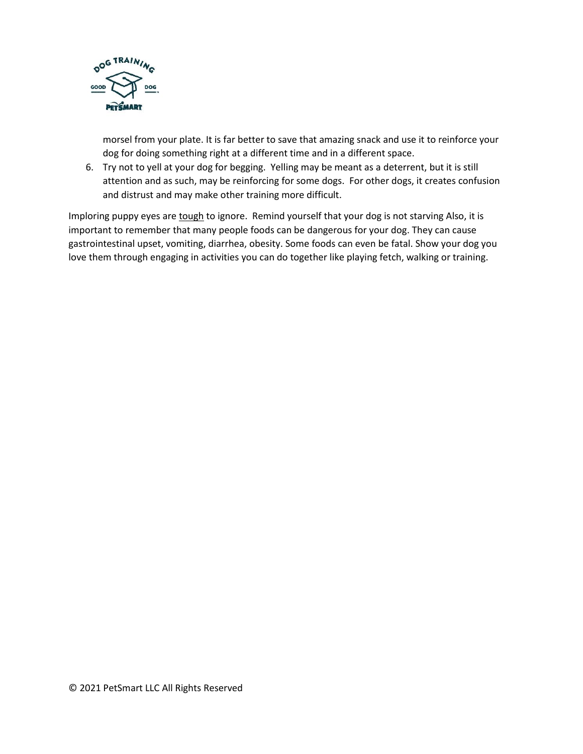morsel from your plate. It is far better to save that amazing snack and use it to reinforce your dog for doing something right at a different time and in a different space.

6. Try not to yell at your dog for begging. Yelling may be meant as a deterrent, but it is still attention and as such, may be reinforcing for some dogs. For other dogs, it creates confusion and distrust and may make other training more difficult.

Imploring puppy eyes are <u>tough</u> to ignore. Remind yourself that your dog is not starving Also, it is important to remember that many people foods can be dangerous for your dog. They can cause gastrointestinal upset, vomiting, diarrhea, obesity. Some foods can even be fatal. Show your dog you love them through engaging in activities you can do together like playing fetch, walking or training.

© 2021 PetSmart LLC All Rights Reserved